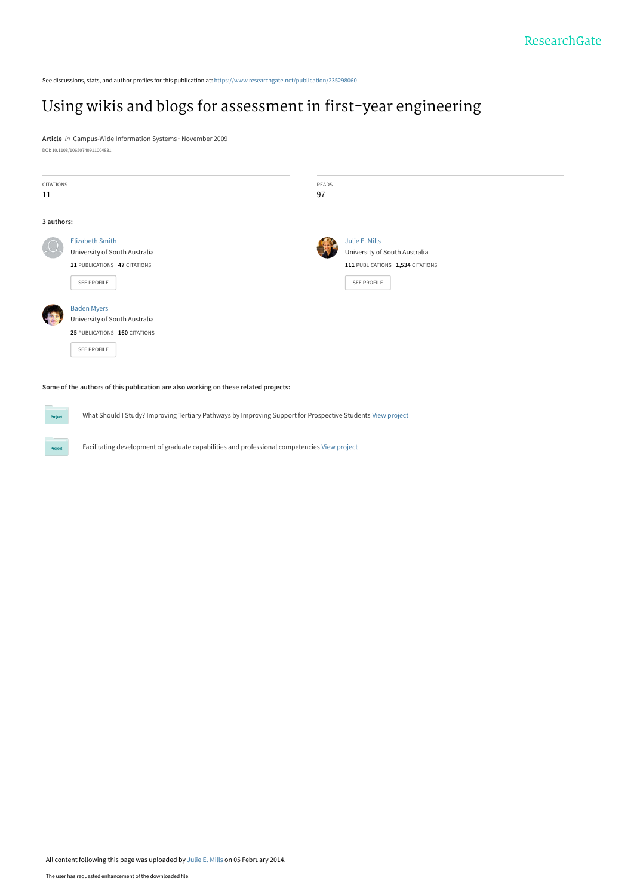See discussions, stats, and author profiles for this publication at: https://www.researchgate.net/publication/235298060

# Using wikis and blogs for assessment in first-year engineering

**Article** *in* Campus-Wide Information Systems · November 2009

DOI: 10.1108/10650740911004831

| CITATIONS | READS |
| --- | --- |
| 11 | 97 |

**3 authors:**

**Elizabeth Smith**
University of South Australia
11 PUBLICATIONS 47 CITATIONS
SEE PROFILE

**Julie E. Mills**
University of South Australia
111 PUBLICATIONS 1,534 CITATIONS
SEE PROFILE

**Baden Myers**
University of South Australia
25 PUBLICATIONS 160 CITATIONS
SEE PROFILE

**Some of the authors of this publication are also working on these related projects:**

What Should I Study? Improving Tertiary Pathways by Improving Support for Prospective Students View project

Facilitating development of graduate capabilities and professional competencies View project

All content following this page was uploaded by Julie E. Mills on 05 February 2014.

The user has requested enhancement of the downloaded file.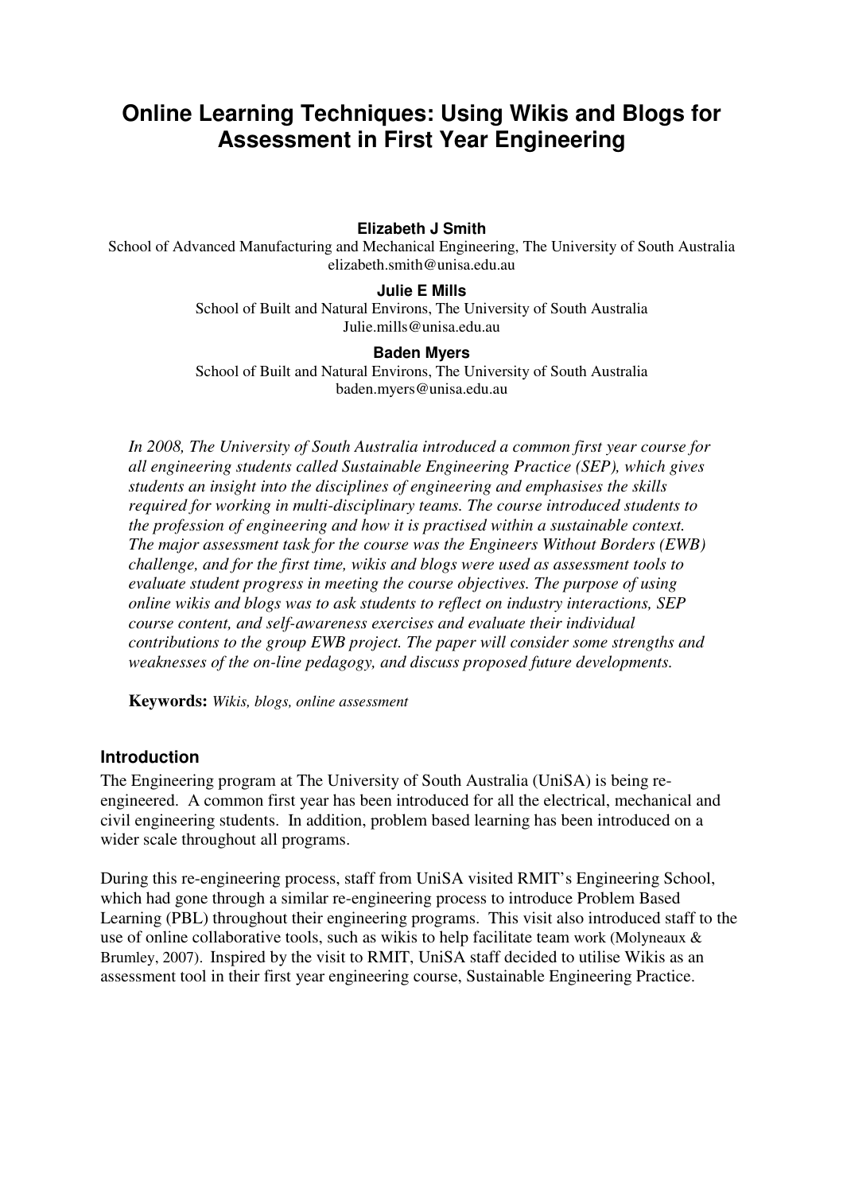# Online Learning Techniques: Using Wikis and Blogs for Assessment in First Year Engineering

**Elizabeth J Smith**

School of Advanced Manufacturing and Mechanical Engineering, The University of South Australia
elizabeth.smith@unisa.edu.au

**Julie E Mills**

School of Built and Natural Environs, The University of South Australia
Julie.mills@unisa.edu.au

**Baden Myers**

School of Built and Natural Environs, The University of South Australia
baden.myers@unisa.edu.au

*In 2008, The University of South Australia introduced a common first year course for all engineering students called Sustainable Engineering Practice (SEP), which gives students an insight into the disciplines of engineering and emphasises the skills required for working in multi-disciplinary teams. The course introduced students to the profession of engineering and how it is practised within a sustainable context. The major assessment task for the course was the Engineers Without Borders (EWB) challenge, and for the first time, wikis and blogs were used as assessment tools to evaluate student progress in meeting the course objectives. The purpose of using online wikis and blogs was to ask students to reflect on industry interactions, SEP course content, and self-awareness exercises and evaluate their individual contributions to the group EWB project. The paper will consider some strengths and weaknesses of the on-line pedagogy, and discuss proposed future developments.*

**Keywords:** *Wikis, blogs, online assessment*

## Introduction

The Engineering program at The University of South Australia (UniSA) is being re-engineered. A common first year has been introduced for all the electrical, mechanical and civil engineering students. In addition, problem based learning has been introduced on a wider scale throughout all programs.

During this re-engineering process, staff from UniSA visited RMIT's Engineering School, which had gone through a similar re-engineering process to introduce Problem Based Learning (PBL) throughout their engineering programs. This visit also introduced staff to the use of online collaborative tools, such as wikis to help facilitate team work (Molyneaux & Brumley, 2007). Inspired by the visit to RMIT, UniSA staff decided to utilise Wikis as an assessment tool in their first year engineering course, Sustainable Engineering Practice.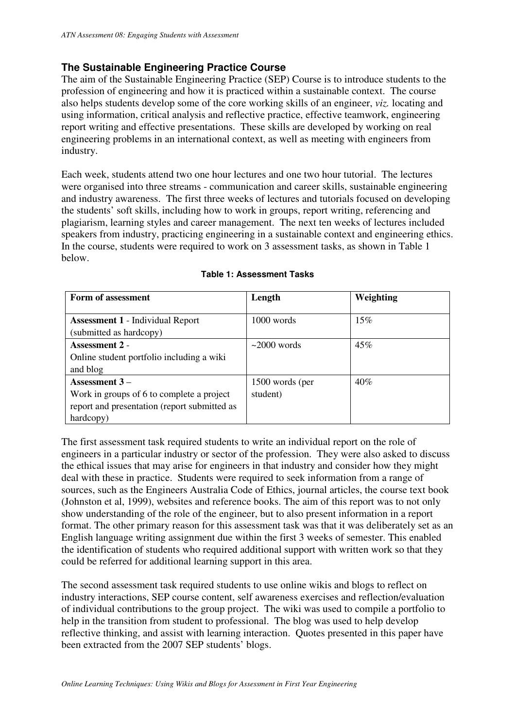## The Sustainable Engineering Practice Course

The aim of the Sustainable Engineering Practice (SEP) Course is to introduce students to the profession of engineering and how it is practiced within a sustainable context. The course also helps students develop some of the core working skills of an engineer, *viz.* locating and using information, critical analysis and reflective practice, effective teamwork, engineering report writing and effective presentations. These skills are developed by working on real engineering problems in an international context, as well as meeting with engineers from industry.

Each week, students attend two one hour lectures and one two hour tutorial. The lectures were organised into three streams - communication and career skills, sustainable engineering and industry awareness. The first three weeks of lectures and tutorials focused on developing the students' soft skills, including how to work in groups, report writing, referencing and plagiarism, learning styles and career management. The next ten weeks of lectures included speakers from industry, practicing engineering in a sustainable context and engineering ethics. In the course, students were required to work on 3 assessment tasks, as shown in Table 1 below.

**Table 1: Assessment Tasks**

| Form of assessment | Length | Weighting |
|---|---|---|
| **Assessment 1** - Individual Report (submitted as hardcopy) | 1000 words | 15% |
| **Assessment 2** - Online student portfolio including a wiki and blog | ~2000 words | 45% |
| **Assessment 3** – Work in groups of 6 to complete a project report and presentation (report submitted as hardcopy) | 1500 words (per student) | 40% |

The first assessment task required students to write an individual report on the role of engineers in a particular industry or sector of the profession. They were also asked to discuss the ethical issues that may arise for engineers in that industry and consider how they might deal with these in practice. Students were required to seek information from a range of sources, such as the Engineers Australia Code of Ethics, journal articles, the course text book (Johnston et al, 1999), websites and reference books. The aim of this report was to not only show understanding of the role of the engineer, but to also present information in a report format. The other primary reason for this assessment task was that it was deliberately set as an English language writing assignment due within the first 3 weeks of semester. This enabled the identification of students who required additional support with written work so that they could be referred for additional learning support in this area.

The second assessment task required students to use online wikis and blogs to reflect on industry interactions, SEP course content, self awareness exercises and reflection/evaluation of individual contributions to the group project. The wiki was used to compile a portfolio to help in the transition from student to professional. The blog was used to help develop reflective thinking, and assist with learning interaction. Quotes presented in this paper have been extracted from the 2007 SEP students' blogs.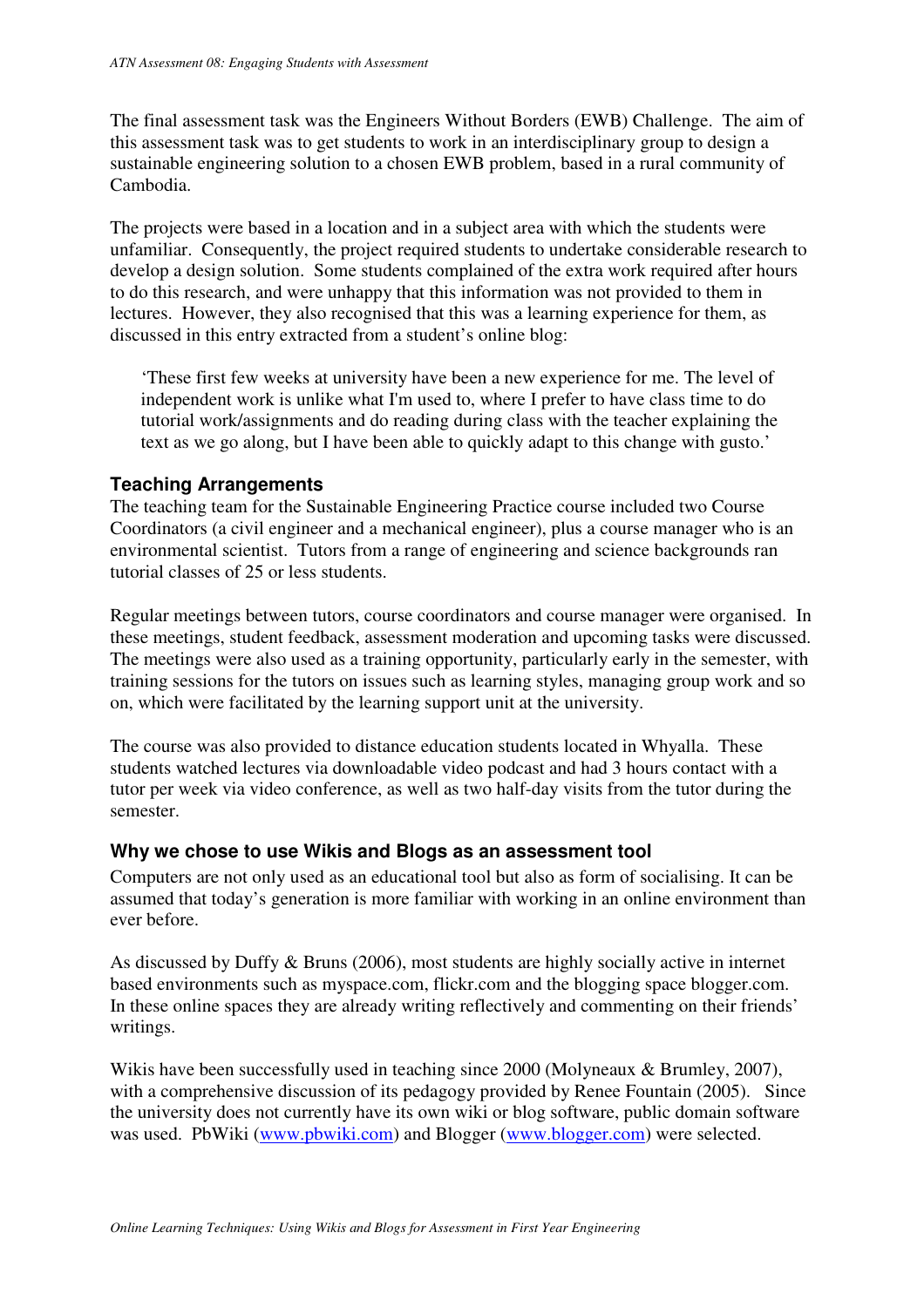The final assessment task was the Engineers Without Borders (EWB) Challenge. The aim of this assessment task was to get students to work in an interdisciplinary group to design a sustainable engineering solution to a chosen EWB problem, based in a rural community of Cambodia.

The projects were based in a location and in a subject area with which the students were unfamiliar. Consequently, the project required students to undertake considerable research to develop a design solution. Some students complained of the extra work required after hours to do this research, and were unhappy that this information was not provided to them in lectures. However, they also recognised that this was a learning experience for them, as discussed in this entry extracted from a student's online blog:

> 'These first few weeks at university have been a new experience for me. The level of independent work is unlike what I'm used to, where I prefer to have class time to do tutorial work/assignments and do reading during class with the teacher explaining the text as we go along, but I have been able to quickly adapt to this change with gusto.'

### Teaching Arrangements

The teaching team for the Sustainable Engineering Practice course included two Course Coordinators (a civil engineer and a mechanical engineer), plus a course manager who is an environmental scientist. Tutors from a range of engineering and science backgrounds ran tutorial classes of 25 or less students.

Regular meetings between tutors, course coordinators and course manager were organised. In these meetings, student feedback, assessment moderation and upcoming tasks were discussed. The meetings were also used as a training opportunity, particularly early in the semester, with training sessions for the tutors on issues such as learning styles, managing group work and so on, which were facilitated by the learning support unit at the university.

The course was also provided to distance education students located in Whyalla. These students watched lectures via downloadable video podcast and had 3 hours contact with a tutor per week via video conference, as well as two half-day visits from the tutor during the semester.

### Why we chose to use Wikis and Blogs as an assessment tool

Computers are not only used as an educational tool but also as form of socialising. It can be assumed that today's generation is more familiar with working in an online environment than ever before.

As discussed by Duffy & Bruns (2006), most students are highly socially active in internet based environments such as myspace.com, flickr.com and the blogging space blogger.com. In these online spaces they are already writing reflectively and commenting on their friends' writings.

Wikis have been successfully used in teaching since 2000 (Molyneaux & Brumley, 2007), with a comprehensive discussion of its pedagogy provided by Renee Fountain (2005). Since the university does not currently have its own wiki or blog software, public domain software was used. PbWiki ([www.pbwiki.com](www.pbwiki.com)) and Blogger ([www.blogger.com](www.blogger.com)) were selected.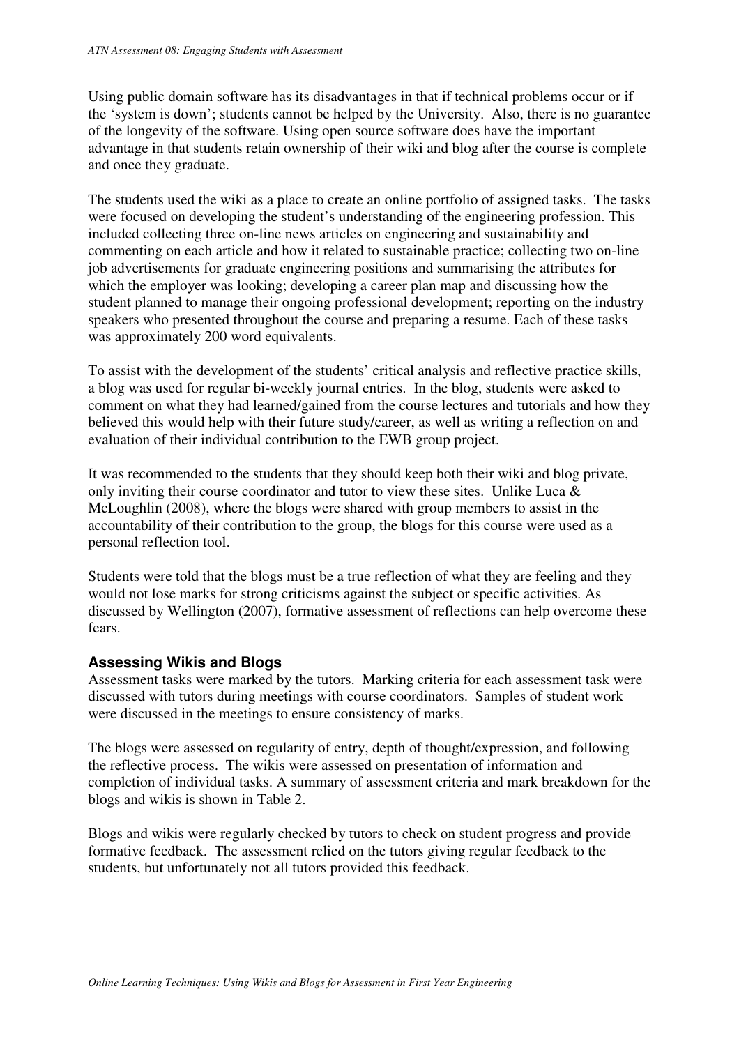Using public domain software has its disadvantages in that if technical problems occur or if the 'system is down'; students cannot be helped by the University. Also, there is no guarantee of the longevity of the software. Using open source software does have the important advantage in that students retain ownership of their wiki and blog after the course is complete and once they graduate.

The students used the wiki as a place to create an online portfolio of assigned tasks. The tasks were focused on developing the student's understanding of the engineering profession. This included collecting three on-line news articles on engineering and sustainability and commenting on each article and how it related to sustainable practice; collecting two on-line job advertisements for graduate engineering positions and summarising the attributes for which the employer was looking; developing a career plan map and discussing how the student planned to manage their ongoing professional development; reporting on the industry speakers who presented throughout the course and preparing a resume. Each of these tasks was approximately 200 word equivalents.

To assist with the development of the students' critical analysis and reflective practice skills, a blog was used for regular bi-weekly journal entries. In the blog, students were asked to comment on what they had learned/gained from the course lectures and tutorials and how they believed this would help with their future study/career, as well as writing a reflection on and evaluation of their individual contribution to the EWB group project.

It was recommended to the students that they should keep both their wiki and blog private, only inviting their course coordinator and tutor to view these sites. Unlike Luca & McLoughlin (2008), where the blogs were shared with group members to assist in the accountability of their contribution to the group, the blogs for this course were used as a personal reflection tool.

Students were told that the blogs must be a true reflection of what they are feeling and they would not lose marks for strong criticisms against the subject or specific activities. As discussed by Wellington (2007), formative assessment of reflections can help overcome these fears.

### Assessing Wikis and Blogs

Assessment tasks were marked by the tutors. Marking criteria for each assessment task were discussed with tutors during meetings with course coordinators. Samples of student work were discussed in the meetings to ensure consistency of marks.

The blogs were assessed on regularity of entry, depth of thought/expression, and following the reflective process. The wikis were assessed on presentation of information and completion of individual tasks. A summary of assessment criteria and mark breakdown for the blogs and wikis is shown in Table 2.

Blogs and wikis were regularly checked by tutors to check on student progress and provide formative feedback. The assessment relied on the tutors giving regular feedback to the students, but unfortunately not all tutors provided this feedback.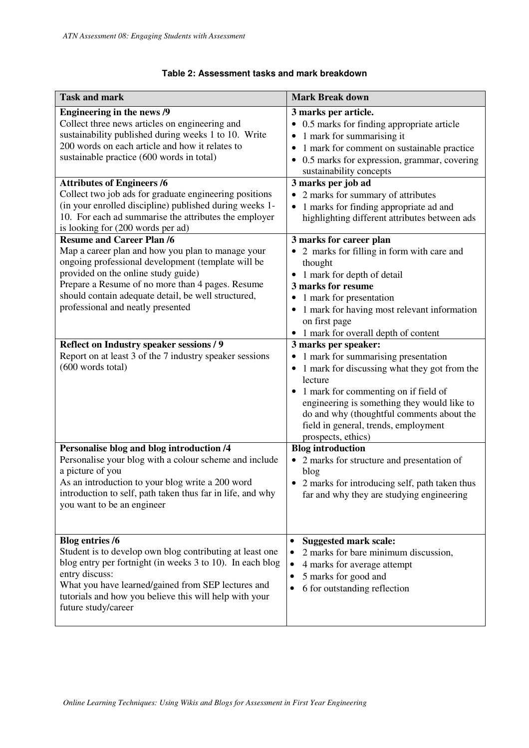**Table 2: Assessment tasks and mark breakdown**

| Task and mark | Mark Break down |
|---|---|
| **Engineering in the news /9**<br>Collect three news articles on engineering and sustainability published during weeks 1 to 10. Write 200 words on each article and how it relates to sustainable practice (600 words in total) | **3 marks per article.**<br>• 0.5 marks for finding appropriate article<br>• 1 mark for summarising it<br>• 1 mark for comment on sustainable practice<br>• 0.5 marks for expression, grammar, covering sustainability concepts |
| **Attributes of Engineers /6**<br>Collect two job ads for graduate engineering positions (in your enrolled discipline) published during weeks 1-10. For each ad summarise the attributes the employer is looking for (200 words per ad) | **3 marks per job ad**<br>• 2 marks for summary of attributes<br>• 1 marks for finding appropriate ad and highlighting different attributes between ads |
| **Resume and Career Plan /6**<br>Map a career plan and how you plan to manage your ongoing professional development (template will be provided on the online study guide)<br>Prepare a Resume of no more than 4 pages. Resume should contain adequate detail, be well structured, professional and neatly presented | **3 marks for career plan**<br>• 2 marks for filling in form with care and thought<br>• 1 mark for depth of detail<br>**3 marks for resume**<br>• 1 mark for presentation<br>• 1 mark for having most relevant information on first page<br>• 1 mark for overall depth of content |
| **Reflect on Industry speaker sessions / 9**<br>Report on at least 3 of the 7 industry speaker sessions (600 words total) | **3 marks per speaker:**<br>• 1 mark for summarising presentation<br>• 1 mark for discussing what they got from the lecture<br>• 1 mark for commenting on if field of engineering is something they would like to do and why (thoughtful comments about the field in general, trends, employment prospects, ethics) |
| **Personalise blog and blog introduction /4**<br>Personalise your blog with a colour scheme and include a picture of you<br>As an introduction to your blog write a 200 word introduction to self, path taken thus far in life, and why you want to be an engineer | **Blog introduction**<br>• 2 marks for structure and presentation of blog<br>• 2 marks for introducing self, path taken thus far and why they are studying engineering |
| **Blog entries /6**<br>Student is to develop own blog contributing at least one blog entry per fortnight (in weeks 3 to 10). In each blog entry discuss:<br>What you have learned/gained from SEP lectures and tutorials and how you believe this will help with your future study/career | • **Suggested mark scale:**<br>• 2 marks for bare minimum discussion,<br>• 4 marks for average attempt<br>• 5 marks for good and<br>• 6 for outstanding reflection |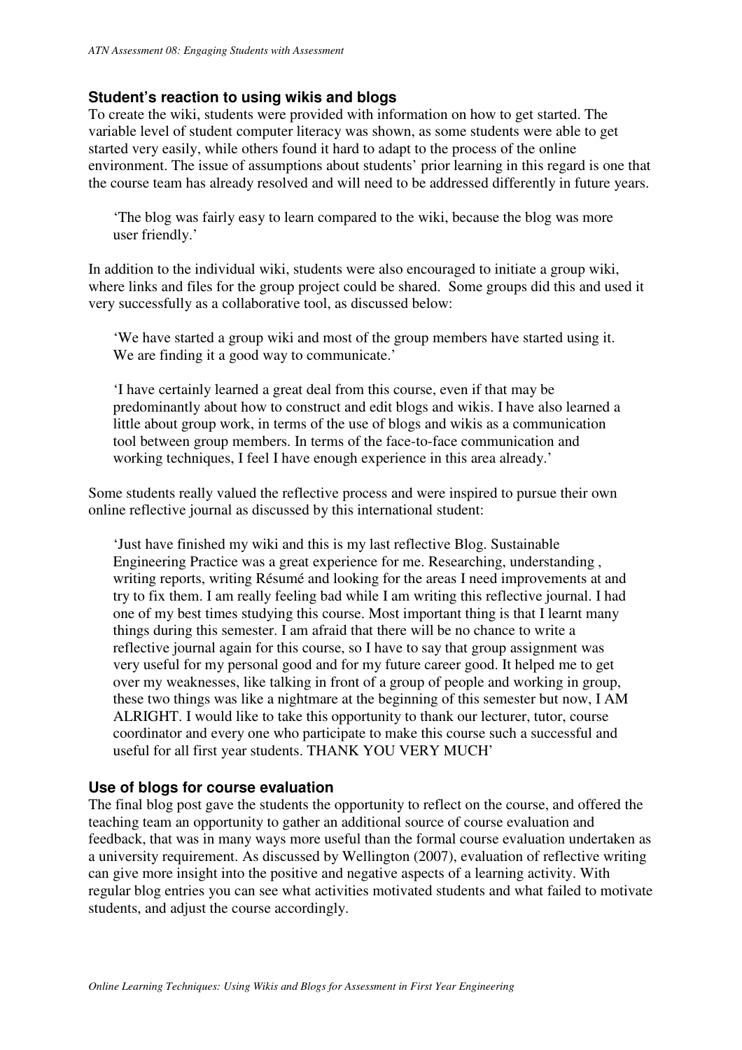### Student's reaction to using wikis and blogs

To create the wiki, students were provided with information on how to get started. The variable level of student computer literacy was shown, as some students were able to get started very easily, while others found it hard to adapt to the process of the online environment. The issue of assumptions about students' prior learning in this regard is one that the course team has already resolved and will need to be addressed differently in future years.

> 'The blog was fairly easy to learn compared to the wiki, because the blog was more user friendly.'

In addition to the individual wiki, students were also encouraged to initiate a group wiki, where links and files for the group project could be shared. Some groups did this and used it very successfully as a collaborative tool, as discussed below:

> 'We have started a group wiki and most of the group members have started using it. We are finding it a good way to communicate.'

> 'I have certainly learned a great deal from this course, even if that may be predominantly about how to construct and edit blogs and wikis. I have also learned a little about group work, in terms of the use of blogs and wikis as a communication tool between group members. In terms of the face-to-face communication and working techniques, I feel I have enough experience in this area already.'

Some students really valued the reflective process and were inspired to pursue their own online reflective journal as discussed by this international student:

> 'Just have finished my wiki and this is my last reflective Blog. Sustainable Engineering Practice was a great experience for me. Researching, understanding , writing reports, writing Résumé and looking for the areas I need improvements at and try to fix them. I am really feeling bad while I am writing this reflective journal. I had one of my best times studying this course. Most important thing is that I learnt many things during this semester. I am afraid that there will be no chance to write a reflective journal again for this course, so I have to say that group assignment was very useful for my personal good and for my future career good. It helped me to get over my weaknesses, like talking in front of a group of people and working in group, these two things was like a nightmare at the beginning of this semester but now, I AM ALRIGHT. I would like to take this opportunity to thank our lecturer, tutor, course coordinator and every one who participate to make this course such a successful and useful for all first year students. THANK YOU VERY MUCH'

### Use of blogs for course evaluation

The final blog post gave the students the opportunity to reflect on the course, and offered the teaching team an opportunity to gather an additional source of course evaluation and feedback, that was in many ways more useful than the formal course evaluation undertaken as a university requirement. As discussed by Wellington (2007), evaluation of reflective writing can give more insight into the positive and negative aspects of a learning activity. With regular blog entries you can see what activities motivated students and what failed to motivate students, and adjust the course accordingly.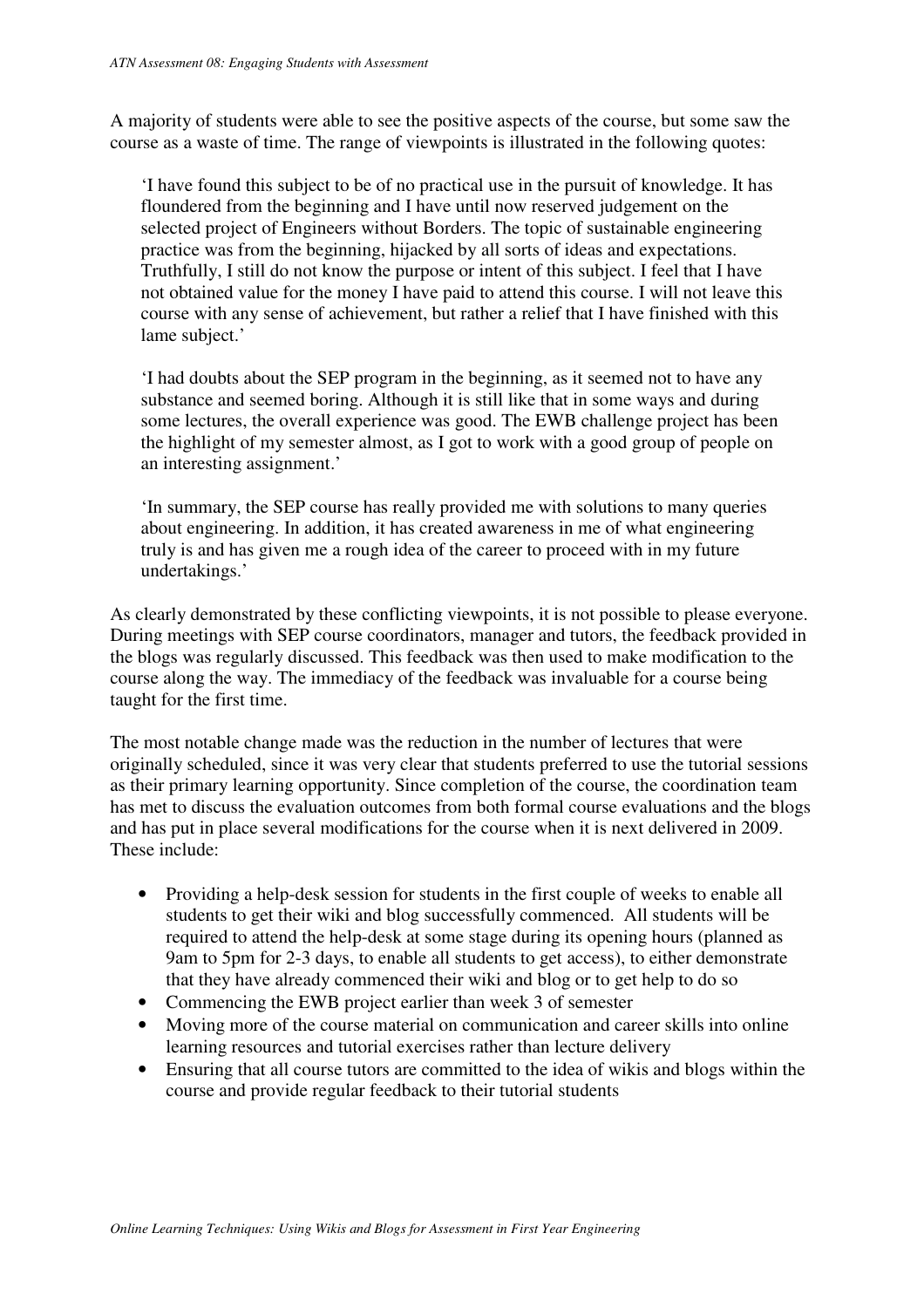A majority of students were able to see the positive aspects of the course, but some saw the course as a waste of time. The range of viewpoints is illustrated in the following quotes:

> 'I have found this subject to be of no practical use in the pursuit of knowledge. It has floundered from the beginning and I have until now reserved judgement on the selected project of Engineers without Borders. The topic of sustainable engineering practice was from the beginning, hijacked by all sorts of ideas and expectations. Truthfully, I still do not know the purpose or intent of this subject. I feel that I have not obtained value for the money I have paid to attend this course. I will not leave this course with any sense of achievement, but rather a relief that I have finished with this lame subject.'

> 'I had doubts about the SEP program in the beginning, as it seemed not to have any substance and seemed boring. Although it is still like that in some ways and during some lectures, the overall experience was good. The EWB challenge project has been the highlight of my semester almost, as I got to work with a good group of people on an interesting assignment.'

> 'In summary, the SEP course has really provided me with solutions to many queries about engineering. In addition, it has created awareness in me of what engineering truly is and has given me a rough idea of the career to proceed with in my future undertakings.'

As clearly demonstrated by these conflicting viewpoints, it is not possible to please everyone. During meetings with SEP course coordinators, manager and tutors, the feedback provided in the blogs was regularly discussed. This feedback was then used to make modification to the course along the way. The immediacy of the feedback was invaluable for a course being taught for the first time.

The most notable change made was the reduction in the number of lectures that were originally scheduled, since it was very clear that students preferred to use the tutorial sessions as their primary learning opportunity. Since completion of the course, the coordination team has met to discuss the evaluation outcomes from both formal course evaluations and the blogs and has put in place several modifications for the course when it is next delivered in 2009. These include:

- Providing a help-desk session for students in the first couple of weeks to enable all students to get their wiki and blog successfully commenced. All students will be required to attend the help-desk at some stage during its opening hours (planned as 9am to 5pm for 2-3 days, to enable all students to get access), to either demonstrate that they have already commenced their wiki and blog or to get help to do so
- Commencing the EWB project earlier than week 3 of semester
- Moving more of the course material on communication and career skills into online learning resources and tutorial exercises rather than lecture delivery
- Ensuring that all course tutors are committed to the idea of wikis and blogs within the course and provide regular feedback to their tutorial students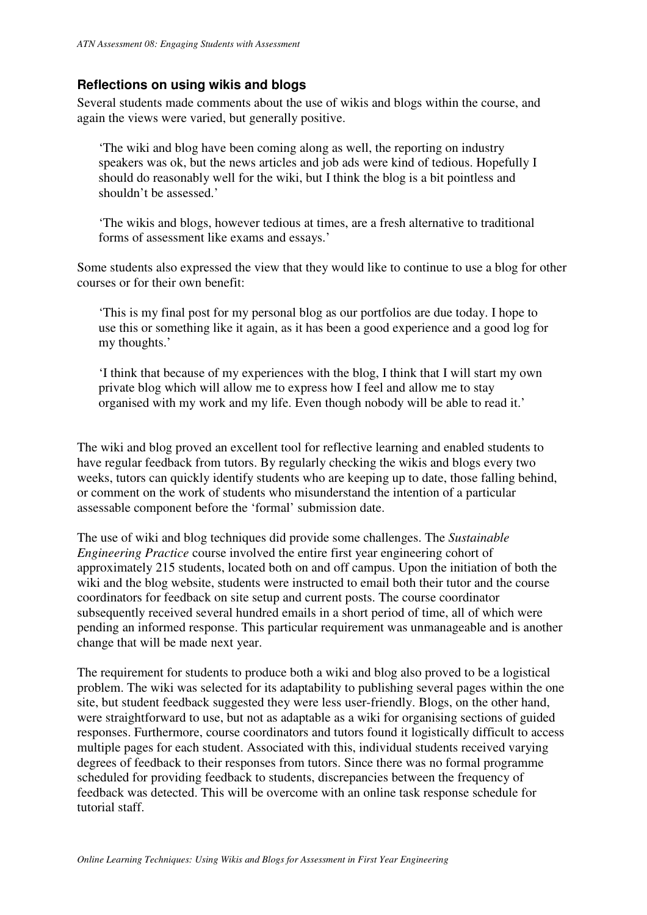### Reflections on using wikis and blogs

Several students made comments about the use of wikis and blogs within the course, and again the views were varied, but generally positive.

> 'The wiki and blog have been coming along as well, the reporting on industry speakers was ok, but the news articles and job ads were kind of tedious. Hopefully I should do reasonably well for the wiki, but I think the blog is a bit pointless and shouldn't be assessed.'

> 'The wikis and blogs, however tedious at times, are a fresh alternative to traditional forms of assessment like exams and essays.'

Some students also expressed the view that they would like to continue to use a blog for other courses or for their own benefit:

> 'This is my final post for my personal blog as our portfolios are due today. I hope to use this or something like it again, as it has been a good experience and a good log for my thoughts.'

> 'I think that because of my experiences with the blog, I think that I will start my own private blog which will allow me to express how I feel and allow me to stay organised with my work and my life. Even though nobody will be able to read it.'

The wiki and blog proved an excellent tool for reflective learning and enabled students to have regular feedback from tutors. By regularly checking the wikis and blogs every two weeks, tutors can quickly identify students who are keeping up to date, those falling behind, or comment on the work of students who misunderstand the intention of a particular assessable component before the 'formal' submission date.

The use of wiki and blog techniques did provide some challenges. The *Sustainable Engineering Practice* course involved the entire first year engineering cohort of approximately 215 students, located both on and off campus. Upon the initiation of both the wiki and the blog website, students were instructed to email both their tutor and the course coordinators for feedback on site setup and current posts. The course coordinator subsequently received several hundred emails in a short period of time, all of which were pending an informed response. This particular requirement was unmanageable and is another change that will be made next year.

The requirement for students to produce both a wiki and blog also proved to be a logistical problem. The wiki was selected for its adaptability to publishing several pages within the one site, but student feedback suggested they were less user-friendly. Blogs, on the other hand, were straightforward to use, but not as adaptable as a wiki for organising sections of guided responses. Furthermore, course coordinators and tutors found it logistically difficult to access multiple pages for each student. Associated with this, individual students received varying degrees of feedback to their responses from tutors. Since there was no formal programme scheduled for providing feedback to students, discrepancies between the frequency of feedback was detected. This will be overcome with an online task response schedule for tutorial staff.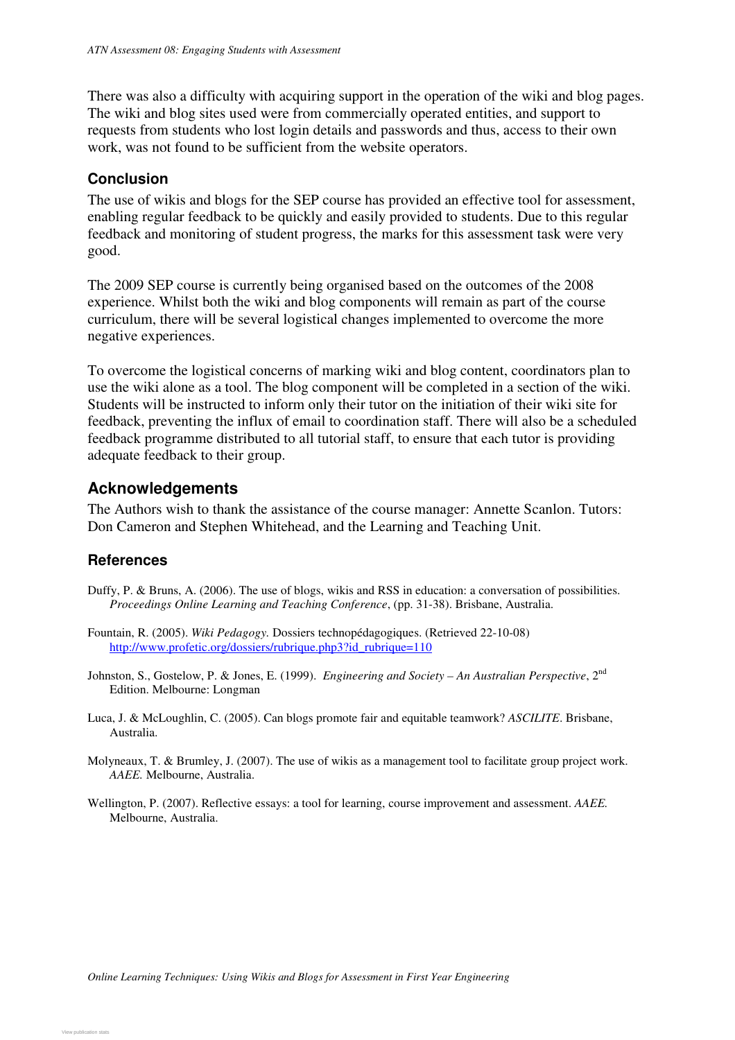There was also a difficulty with acquiring support in the operation of the wiki and blog pages. The wiki and blog sites used were from commercially operated entities, and support to requests from students who lost login details and passwords and thus, access to their own work, was not found to be sufficient from the website operators.

### Conclusion

The use of wikis and blogs for the SEP course has provided an effective tool for assessment, enabling regular feedback to be quickly and easily provided to students. Due to this regular feedback and monitoring of student progress, the marks for this assessment task were very good.

The 2009 SEP course is currently being organised based on the outcomes of the 2008 experience. Whilst both the wiki and blog components will remain as part of the course curriculum, there will be several logistical changes implemented to overcome the more negative experiences.

To overcome the logistical concerns of marking wiki and blog content, coordinators plan to use the wiki alone as a tool. The blog component will be completed in a section of the wiki. Students will be instructed to inform only their tutor on the initiation of their wiki site for feedback, preventing the influx of email to coordination staff. There will also be a scheduled feedback programme distributed to all tutorial staff, to ensure that each tutor is providing adequate feedback to their group.

## Acknowledgements

The Authors wish to thank the assistance of the course manager: Annette Scanlon. Tutors: Don Cameron and Stephen Whitehead, and the Learning and Teaching Unit.

### References

Duffy, P. & Bruns, A. (2006). The use of blogs, wikis and RSS in education: a conversation of possibilities. *Proceedings Online Learning and Teaching Conference*, (pp. 31-38). Brisbane, Australia.

Fountain, R. (2005). *Wiki Pedagogy.* Dossiers technopédagogiques. (Retrieved 22-10-08) http://www.profetic.org/dossiers/rubrique.php3?id_rubrique=110

Johnston, S., Gostelow, P. & Jones, E. (1999). *Engineering and Society – An Australian Perspective*, 2nd Edition. Melbourne: Longman

Luca, J. & McLoughlin, C. (2005). Can blogs promote fair and equitable teamwork? *ASCILITE*. Brisbane, Australia.

Molyneaux, T. & Brumley, J. (2007). The use of wikis as a management tool to facilitate group project work. *AAEE.* Melbourne, Australia.

Wellington, P. (2007). Reflective essays: a tool for learning, course improvement and assessment. *AAEE.* Melbourne, Australia.